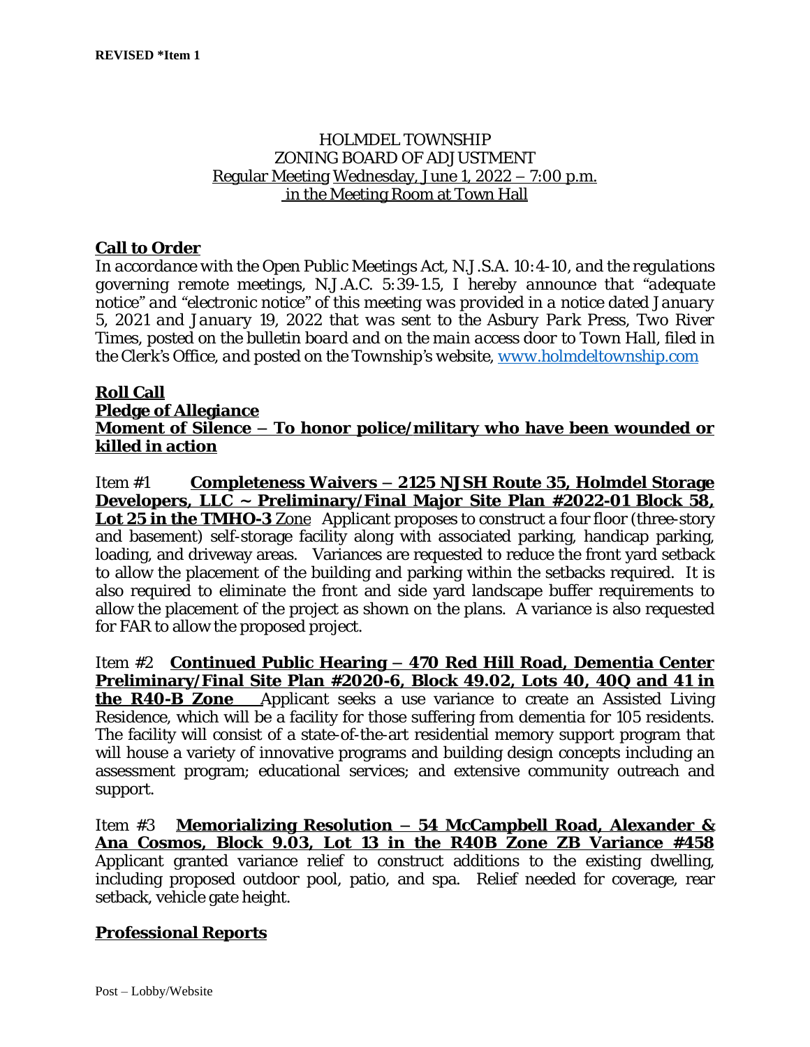**REVISED *Item 1**

HOLMDEL TOWNSHIP
ZONING BOARD OF ADJUSTMENT
Regular Meeting Wednesday, June 1, 2022 – 7:00 p.m.
in the Meeting Room at Town Hall

## Call to Order

*In accordance with the Open Public Meetings Act, N.J.S.A. 10:4-10, and the regulations governing remote meetings, N.J.A.C. 5:39-1.5, I hereby announce that "adequate notice" and "electronic notice" of this meeting was provided in a notice dated January 5, 2021 and January 19, 2022 that was sent to the Asbury Park Press, Two River Times, posted on the bulletin board and on the main access door to Town Hall, filed in the Clerk's Office, and posted on the Township's website, www.holmdeltownship.com*

## Roll Call

## Pledge of Allegiance

## Moment of Silence – To honor police/military who have been wounded or killed in action

Item #1 **Completeness Waivers – 2125 NJSH Route 35, Holmdel Storage Developers, LLC ~ Preliminary/Final Major Site Plan #2022-01 Block 58, Lot 25 in the TMHO-3** Zone Applicant proposes to construct a four floor (three-story and basement) self-storage facility along with associated parking, handicap parking, loading, and driveway areas. Variances are requested to reduce the front yard setback to allow the placement of the building and parking within the setbacks required. It is also required to eliminate the front and side yard landscape buffer requirements to allow the placement of the project as shown on the plans. A variance is also requested for FAR to allow the proposed project.

Item #2 **Continued Public Hearing – 470 Red Hill Road, Dementia Center Preliminary/Final Site Plan #2020-6, Block 49.02, Lots 40, 40Q and 41 in the R40-B Zone** Applicant seeks a use variance to create an Assisted Living Residence, which will be a facility for those suffering from dementia for 105 residents. The facility will consist of a state-of-the-art residential memory support program that will house a variety of innovative programs and building design concepts including an assessment program; educational services; and extensive community outreach and support.

Item #3 **Memorializing Resolution – 54 McCampbell Road, Alexander & Ana Cosmos, Block 9.03, Lot 13 in the R40B Zone ZB Variance #458** Applicant granted variance relief to construct additions to the existing dwelling, including proposed outdoor pool, patio, and spa. Relief needed for coverage, rear setback, vehicle gate height.

## Professional Reports

Post – Lobby/Website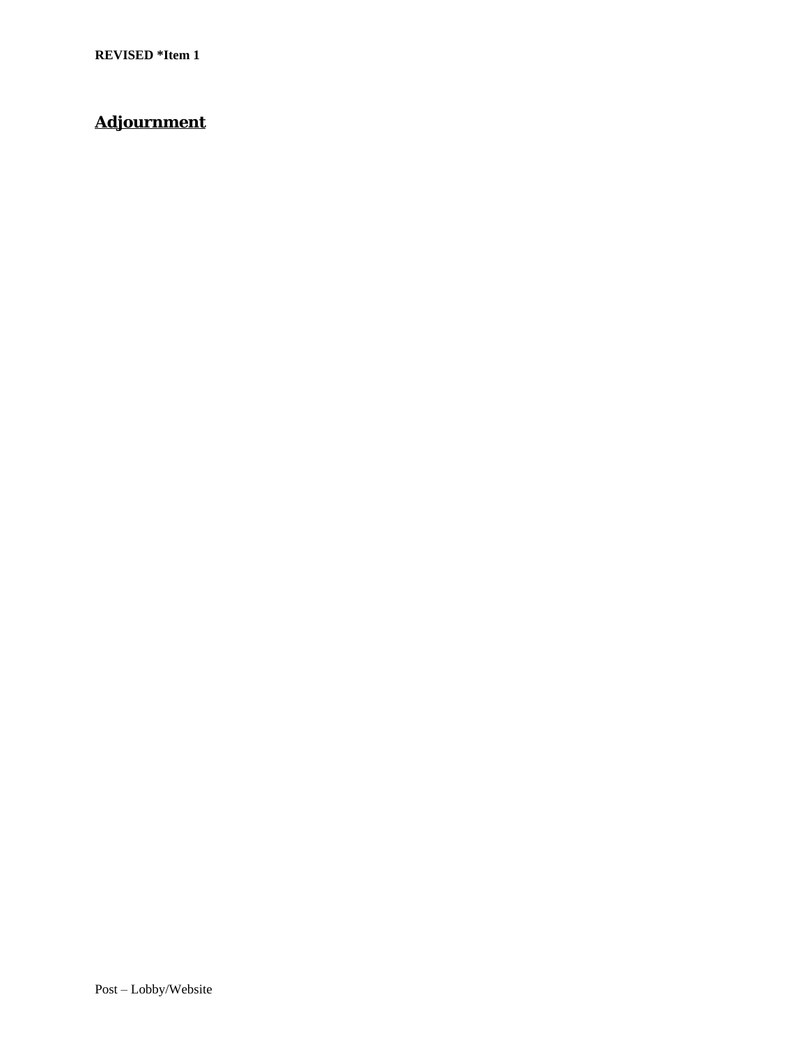**REVISED *Item 1**

## <u>Adjournment</u>

Post – Lobby/Website